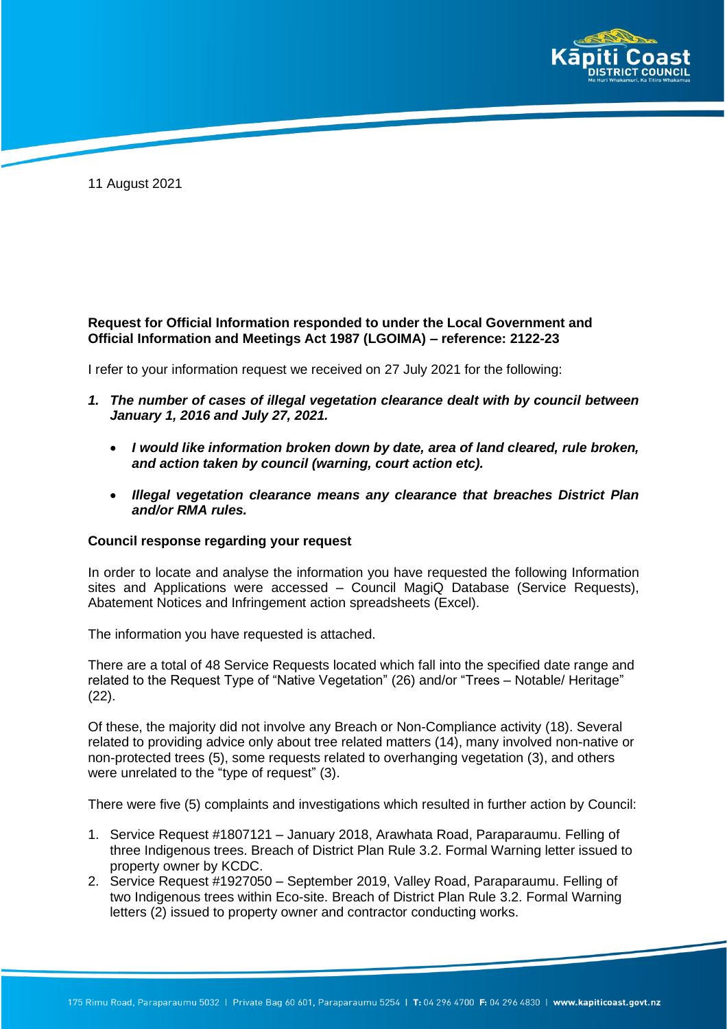11 August 2021

**Request for Official Information responded to under the Local Government and Official Information and Meetings Act 1987 (LGOIMA) – reference: 2122-23**

I refer to your information request we received on 27 July 2021 for the following:

1. ***The number of cases of illegal vegetation clearance dealt with by council between January 1, 2016 and July 27, 2021.***
   - ***I would like information broken down by date, area of land cleared, rule broken, and action taken by council (warning, court action etc).***
   - ***Illegal vegetation clearance means any clearance that breaches District Plan and/or RMA rules.***

**Council response regarding your request**

In order to locate and analyse the information you have requested the following Information sites and Applications were accessed – Council MagiQ Database (Service Requests), Abatement Notices and Infringement action spreadsheets (Excel).

The information you have requested is attached.

There are a total of 48 Service Requests located which fall into the specified date range and related to the Request Type of "Native Vegetation" (26) and/or "Trees – Notable/ Heritage" (22).

Of these, the majority did not involve any Breach or Non-Compliance activity (18). Several related to providing advice only about tree related matters (14), many involved non-native or non-protected trees (5), some requests related to overhanging vegetation (3), and others were unrelated to the "type of request" (3).

There were five (5) complaints and investigations which resulted in further action by Council:

1. Service Request #1807121 – January 2018, Arawhata Road, Paraparaumu. Felling of three Indigenous trees. Breach of District Plan Rule 3.2. Formal Warning letter issued to property owner by KCDC.
2. Service Request #1927050 – September 2019, Valley Road, Paraparaumu. Felling of two Indigenous trees within Eco-site. Breach of District Plan Rule 3.2. Formal Warning letters (2) issued to property owner and contractor conducting works.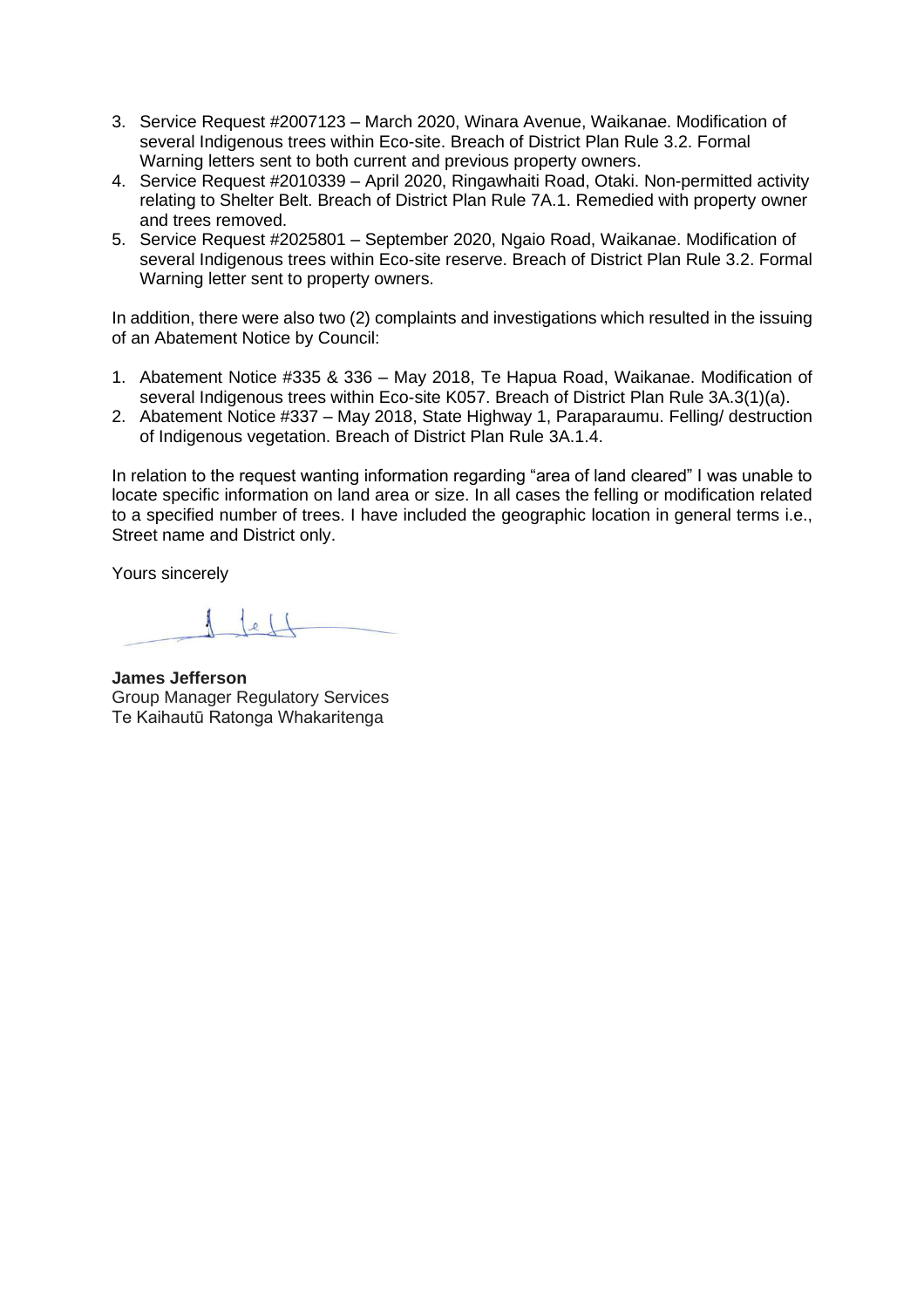3. Service Request #2007123 – March 2020, Winara Avenue, Waikanae. Modification of several Indigenous trees within Eco-site. Breach of District Plan Rule 3.2. Formal Warning letters sent to both current and previous property owners.
4. Service Request #2010339 – April 2020, Ringawhaiti Road, Otaki. Non-permitted activity relating to Shelter Belt. Breach of District Plan Rule 7A.1. Remedied with property owner and trees removed.
5. Service Request #2025801 – September 2020, Ngaio Road, Waikanae. Modification of several Indigenous trees within Eco-site reserve. Breach of District Plan Rule 3.2. Formal Warning letter sent to property owners.

In addition, there were also two (2) complaints and investigations which resulted in the issuing of an Abatement Notice by Council:

1. Abatement Notice #335 & 336 – May 2018, Te Hapua Road, Waikanae. Modification of several Indigenous trees within Eco-site K057. Breach of District Plan Rule 3A.3(1)(a).
2. Abatement Notice #337 – May 2018, State Highway 1, Paraparaumu. Felling/ destruction of Indigenous vegetation. Breach of District Plan Rule 3A.1.4.

In relation to the request wanting information regarding "area of land cleared" I was unable to locate specific information on land area or size. In all cases the felling or modification related to a specified number of trees. I have included the geographic location in general terms i.e., Street name and District only.

Yours sincerely

**James Jefferson**
Group Manager Regulatory Services
Te Kaihautū Ratonga Whakaritenga